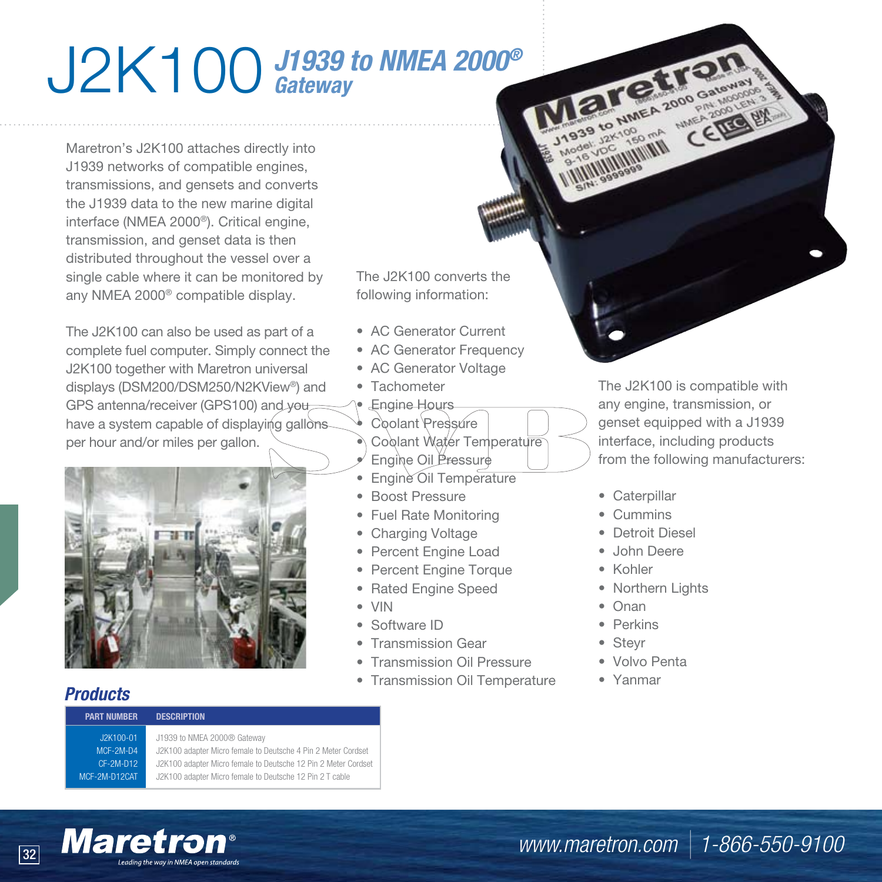# J2K100 *J1939 to NMEA 2000® Gateway*

Maretron's J2K100 attaches directly into J1939 networks of compatible engines, transmissions, and gensets and converts the J1939 data to the new marine digital interface (NMEA 2000®). Critical engine, transmission, and genset data is then distributed throughout the vessel over a single cable where it can be monitored by any NMEA 2000® compatible display.

The J2K100 can also be used as part of a complete fuel computer. Simply connect the J2K100 together with Maretron universal displays (DSM200/DSM250/N2KView®) and GPS antenna/receiver (GPS100) and you have a system capable of displaying gallons per hour and/or miles per gallon.

The J2K100 converts the following information:

- AC Generator Current
- AC Generator Frequency
- AC Generator Voltage
- Tachometer
- Engine Hours
- Coolant Pressure
- Coolant Water Temperature
- Engine Oil Pressure
- Engine Oil Temperature
- Boost Pressure
- Fuel Rate Monitoring
- Charging Voltage
- Percent Engine Load
- Percent Engine Torque
- Rated Engine Speed
- VIN
- Software ID
- Transmission Gear
- Transmission Oil Pressure
- Transmission Oil Temperature

The J2K100 is compatible with any engine, transmission, or genset equipped with a J1939 interface, including products from the following manufacturers:

- Caterpillar
- Cummins
- Detroit Diesel
- John Deere
- Kohler
- Northern Lights
- Onan
- Perkins
- Steyr
- Volvo Penta
- Yanmar

## Products

| PART NUMBER | DESCRIPTION |
|---|---|
| J2K100-01 | J1939 to NMEA 2000® Gateway |
| MCF-2M-D4 | J2K100 adapter Micro female to Deutsche 4 Pin 2 Meter Cordset |
| CF-2M-D12 | J2K100 adapter Micro female to Deutsche 12 Pin 2 Meter Cordset |
| MCF-2M-D12CAT | J2K100 adapter Micro female to Deutsche 12 Pin 2 T cable |

www.maretron.com | 1-866-550-9100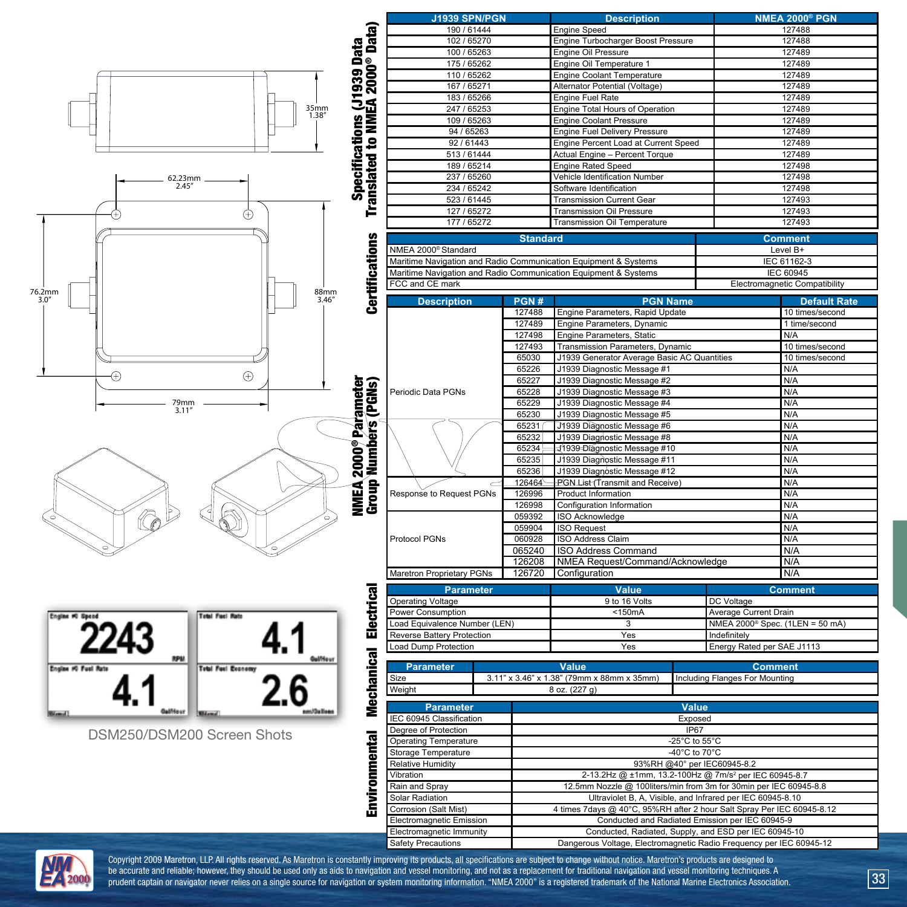DSM250/DSM200 Screen Shots

## Specifications (J1939 Data Translated to NMEA 2000® Data)

| J1939 SPN/PGN | Description | NMEA 2000® PGN |
|---|---|---|
| 190 / 61444 | Engine Speed | 127488 |
| 102 / 65270 | Engine Turbocharger Boost Pressure | 127488 |
| 100 / 65263 | Engine Oil Pressure | 127489 |
| 175 / 65262 | Engine Oil Temperature 1 | 127489 |
| 110 / 65262 | Engine Coolant Temperature | 127489 |
| 167 / 65271 | Alternator Potential (Voltage) | 127489 |
| 183 / 65266 | Engine Fuel Rate | 127489 |
| 247 / 65253 | Engine Total Hours of Operation | 127489 |
| 109 / 65263 | Engine Coolant Pressure | 127489 |
| 94 / 65263 | Engine Fuel Delivery Pressure | 127489 |
| 92 / 61443 | Engine Percent Load at Current Speed | 127489 |
| 513 / 61444 | Actual Engine – Percent Torque | 127489 |
| 189 / 65214 | Engine Rated Speed | 127498 |
| 237 / 65260 | Vehicle Identification Number | 127498 |
| 234 / 65242 | Software Identification | 127498 |
| 523 / 61445 | Transmission Current Gear | 127493 |
| 127 / 65272 | Transmission Oil Pressure | 127493 |
| 177 / 65272 | Transmission Oil Temperature | 127493 |

## Certifications

| Standard | Comment |
|---|---|
| NMEA 2000® Standard | Level B+ |
| Maritime Navigation and Radio Communication Equipment & Systems | IEC 61162-3 |
| Maritime Navigation and Radio Communication Equipment & Systems | IEC 60945 |
| FCC and CE mark | Electromagnetic Compatibility |

## NMEA 2000® Parameter Group Numbers (PGNs)

| Description | PGN # | PGN Name | Default Rate |
|---|---|---|---|
| Periodic Data PGNs | 127488 | Engine Parameters, Rapid Update | 10 times/second |
| | 127489 | Engine Parameters, Dynamic | 1 time/second |
| | 127498 | Engine Parameters, Static | N/A |
| | 127493 | Transmission Parameters, Dynamic | 10 times/second |
| | 65030 | J1939 Generator Average Basic AC Quantities | 10 times/second |
| | 65226 | J1939 Diagnostic Message #1 | N/A |
| | 65227 | J1939 Diagnostic Message #2 | N/A |
| | 65228 | J1939 Diagnostic Message #3 | N/A |
| | 65229 | J1939 Diagnostic Message #4 | N/A |
| | 65230 | J1939 Diagnostic Message #5 | N/A |
| | 65231 | J1939 Diagnostic Message #6 | N/A |
| | 65232 | J1939 Diagnostic Message #8 | N/A |
| | 65234 | J1939 Diagnostic Message #10 | N/A |
| | 65235 | J1939 Diagnostic Message #11 | N/A |
| | 65236 | J1939 Diagnostic Message #12 | N/A |
| Response to Request PGNs | 126464 | PGN List (Transmit and Receive) | N/A |
| | 126996 | Product Information | N/A |
| | 126998 | Configuration Information | N/A |
| Protocol PGNs | 059392 | ISO Acknowledge | N/A |
| | 059904 | ISO Request | N/A |
| | 060928 | ISO Address Claim | N/A |
| | 065240 | ISO Address Command | N/A |
| | 126208 | NMEA Request/Command/Acknowledge | N/A |
| Maretron Proprietary PGNs | 126720 | Configuration | N/A |

## Electrical

| Parameter | Value | Comment |
|---|---|---|
| Operating Voltage | 9 to 16 Volts | DC Voltage |
| Power Consumption | <150mA | Average Current Drain |
| Load Equivalence Number (LEN) | 3 | NMEA 2000® Spec. (1LEN = 50 mA) |
| Reverse Battery Protection | Yes | Indefinitely |
| Load Dump Protection | Yes | Energy Rated per SAE J1113 |

## Mechanical

| Parameter | Value | Comment |
|---|---|---|
| Size | 3.11" x 3.46" x 1.38" (79mm x 88mm x 35mm) | Including Flanges For Mounting |
| Weight | 8 oz. (227 g) | |

## Environmental

| Parameter | Value |
|---|---|
| IEC 60945 Classification | Exposed |
| Degree of Protection | IP67 |
| Operating Temperature | -25°C to 55°C |
| Storage Temperature | -40°C to 70°C |
| Relative Humidity | 93%RH @40° per IEC60945-8.2 |
| Vibration | 2-13.2Hz @ ±1mm, 13.2-100Hz @ 7m/s² per IEC 60945-8.7 |
| Rain and Spray | 12.5mm Nozzle @ 100liters/min from 3m for 30min per IEC 60945-8.8 |
| Solar Radiation | Ultraviolet B, A, Visible, and Infrared per IEC 60945-8.10 |
| Corrosion (Salt Mist) | 4 times 7days @ 40°C, 95%RH after 2 hour Salt Spray Per IEC 60945-8.12 |
| Electromagnetic Emission | Conducted and Radiated Emission per IEC 60945-9 |
| Electromagnetic Immunity | Conducted, Radiated, Supply, and ESD per IEC 60945-10 |
| Safety Precautions | Dangerous Voltage, Electromagnetic Radio Frequency per IEC 60945-12 |

Copyright 2009 Maretron, LLP. All rights reserved. As Maretron is constantly improving its products, all specifications are subject to change without notice. Maretron's products are designed to be accurate and reliable; however, they should be used only as aids to navigation and vessel monitoring, and not as a replacement for traditional navigation and vessel monitoring techniques. A prudent captain or navigator never relies on a single source for navigation or system monitoring information. "NMEA 2000" is a registered trademark of the National Marine Electronics Association.